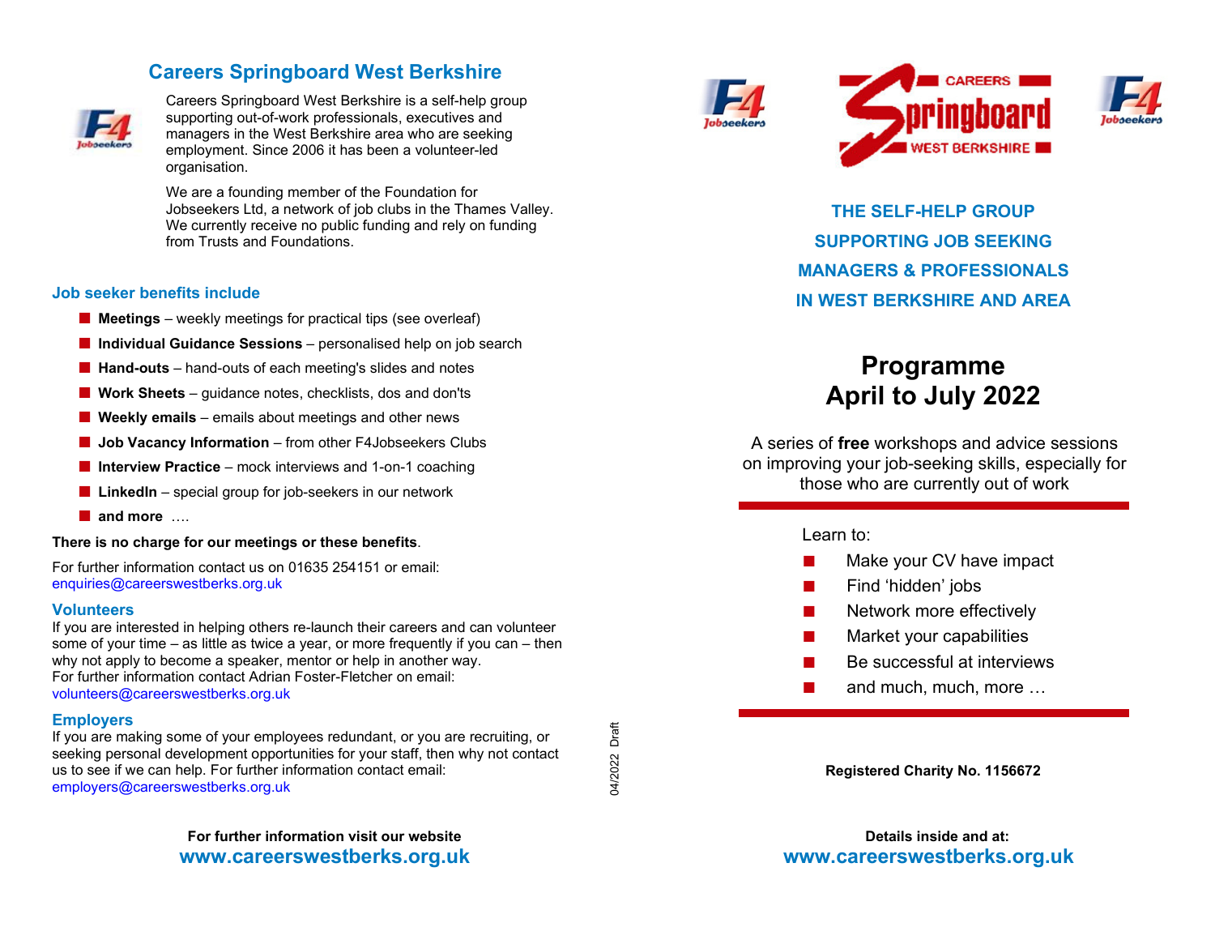## Careers Springboard West Berkshire

Careers Springboard West Berkshire is a self-help group supporting out-of-work professionals, executives and managers in the West Berkshire area who are seeking employment. Since 2006 it has been a volunteer-led organisation.

We are a founding member of the Foundation for Jobseekers Ltd, a network of job clubs in the Thames Valley. We currently receive no public funding and rely on funding from Trusts and Foundations.

### Job seeker benefits include

- **Meetings** – weekly meetings for practical tips (see overleaf)
- **Individual Guidance Sessions** – personalised help on job search
- **Hand-outs** – hand-outs of each meeting's slides and notes
- **Work Sheets** – guidance notes, checklists, dos and don'ts
- **Weekly emails** – emails about meetings and other news
- **Job Vacancy Information** – from other F4Jobseekers Clubs
- **Interview Practice** – mock interviews and 1-on-1 coaching
- **LinkedIn** – special group for job-seekers in our network
- **and more** ….

**There is no charge for our meetings or these benefits**.

For further information contact us on 01635 254151 or email: enquiries@careerswestberks.org.uk

### Volunteers

If you are interested in helping others re-launch their careers and can volunteer some of your time – as little as twice a year, or more frequently if you can – then why not apply to become a speaker, mentor or help in another way.
For further information contact Adrian Foster-Fletcher on email: volunteers@careerswestberks.org.uk

### Employers

If you are making some of your employees redundant, or you are recruiting, or seeking personal development opportunities for your staff, then why not contact us to see if we can help. For further information contact email: employers@careerswestberks.org.uk

**For further information visit our website**
**www.careerswestberks.org.uk**

04/2022 Draft

F4 Jobseekers — CAREERS Springboard WEST BERKSHIRE — F4 Jobseekers

**THE SELF-HELP GROUP
SUPPORTING JOB SEEKING
MANAGERS & PROFESSIONALS
IN WEST BERKSHIRE AND AREA**

# Programme
# April to July 2022

A series of **free** workshops and advice sessions on improving your job-seeking skills, especially for those who are currently out of work

Learn to:

- Make your CV have impact
- Find 'hidden' jobs
- Network more effectively
- Market your capabilities
- Be successful at interviews
- and much, much, more …

**Registered Charity No. 1156672**

**Details inside and at:**
**www.careerswestberks.org.uk**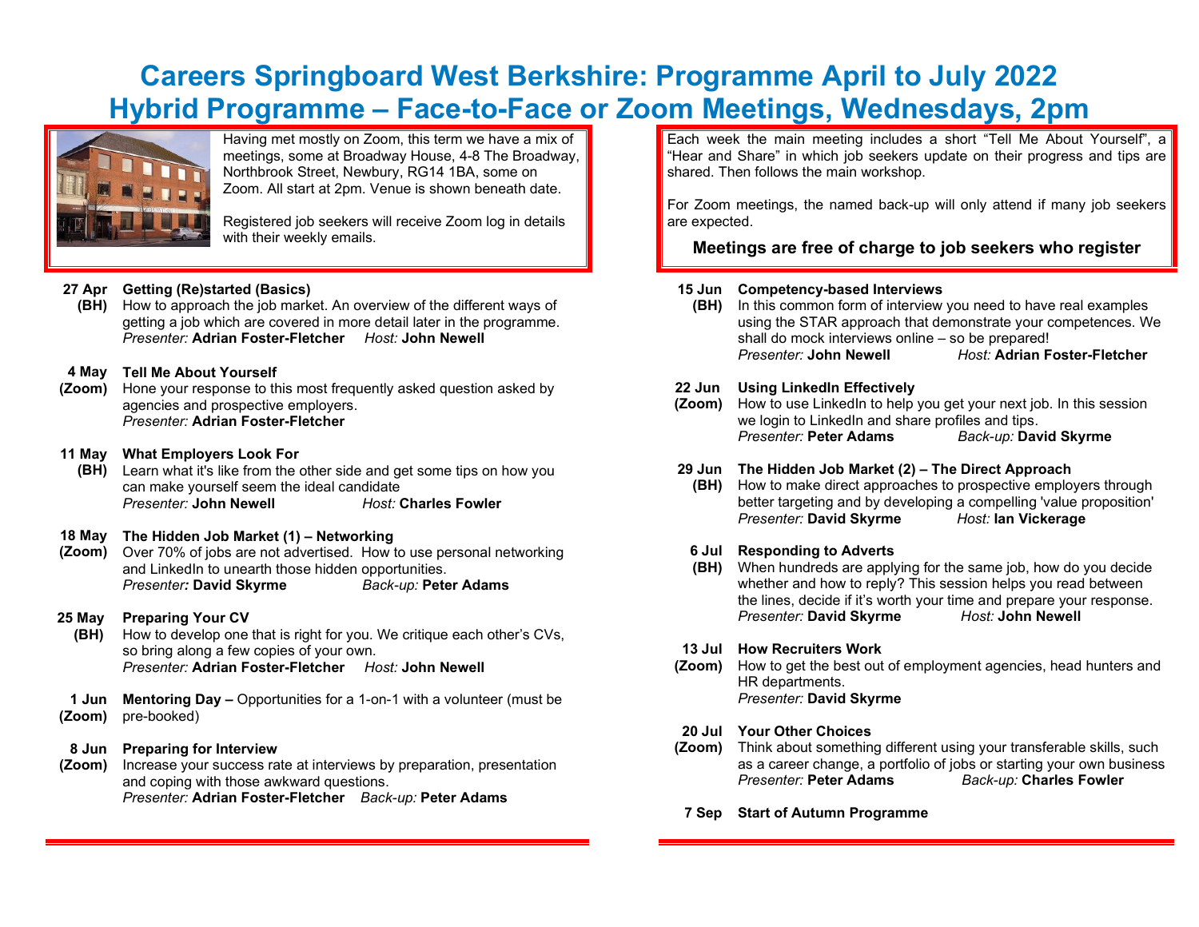# Careers Springboard West Berkshire: Programme April to July 2022
# Hybrid Programme – Face-to-Face or Zoom Meetings, Wednesdays, 2pm

Having met mostly on Zoom, this term we have a mix of meetings, some at Broadway House, 4-8 The Broadway, Northbrook Street, Newbury, RG14 1BA, some on Zoom. All start at 2pm. Venue is shown beneath date.

Registered job seekers will receive Zoom log in details with their weekly emails.

**27 Apr (BH)** **Getting (Re)started (Basics)**
How to approach the job market. An overview of the different ways of getting a job which are covered in more detail later in the programme.
*Presenter:* **Adrian Foster-Fletcher** *Host:* **John Newell**

**4 May (Zoom)** **Tell Me About Yourself**
Hone your response to this most frequently asked question asked by agencies and prospective employers.
*Presenter:* **Adrian Foster-Fletcher**

**11 May (BH)** **What Employers Look For**
Learn what it's like from the other side and get some tips on how you can make yourself seem the ideal candidate
*Presenter:* **John Newell** *Host:* **Charles Fowler**

**18 May (Zoom)** **The Hidden Job Market (1) – Networking**
Over 70% of jobs are not advertised. How to use personal networking and LinkedIn to unearth those hidden opportunities.
*Presenter:* **David Skyrme** *Back-up:* **Peter Adams**

**25 May (BH)** **Preparing Your CV**
How to develop one that is right for you. We critique each other's CVs, so bring along a few copies of your own.
*Presenter:* **Adrian Foster-Fletcher** *Host:* **John Newell**

**1 Jun (Zoom)** **Mentoring Day –** Opportunities for a 1-on-1 with a volunteer (must be pre-booked)

**8 Jun (Zoom)** **Preparing for Interview**
Increase your success rate at interviews by preparation, presentation and coping with those awkward questions.
*Presenter:* **Adrian Foster-Fletcher** *Back-up:* **Peter Adams**

Each week the main meeting includes a short "Tell Me About Yourself", a "Hear and Share" in which job seekers update on their progress and tips are shared. Then follows the main workshop.

For Zoom meetings, the named back-up will only attend if many job seekers are expected.

**Meetings are free of charge to job seekers who register**

**15 Jun (BH)** **Competency-based Interviews**
In this common form of interview you need to have real examples using the STAR approach that demonstrate your competences. We shall do mock interviews online – so be prepared!
*Presenter:* **John Newell** *Host:* **Adrian Foster-Fletcher**

**22 Jun (Zoom)** **Using LinkedIn Effectively**
How to use LinkedIn to help you get your next job. In this session we login to LinkedIn and share profiles and tips.
*Presenter:* **Peter Adams** *Back-up:* **David Skyrme**

**29 Jun (BH)** **The Hidden Job Market (2) – The Direct Approach**
How to make direct approaches to prospective employers through better targeting and by developing a compelling 'value proposition'
*Presenter:* **David Skyrme** *Host:* **Ian Vickerage**

**6 Jul (BH)** **Responding to Adverts**
When hundreds are applying for the same job, how do you decide whether and how to reply? This session helps you read between the lines, decide if it's worth your time and prepare your response.
*Presenter:* **David Skyrme** *Host:* **John Newell**

**13 Jul (Zoom)** **How Recruiters Work**
How to get the best out of employment agencies, head hunters and HR departments.
*Presenter:* **David Skyrme**

**20 Jul (Zoom)** **Your Other Choices**
Think about something different using your transferable skills, such as a career change, a portfolio of jobs or starting your own business
*Presenter:* **Peter Adams** *Back-up:* **Charles Fowler**

**7 Sep** **Start of Autumn Programme**